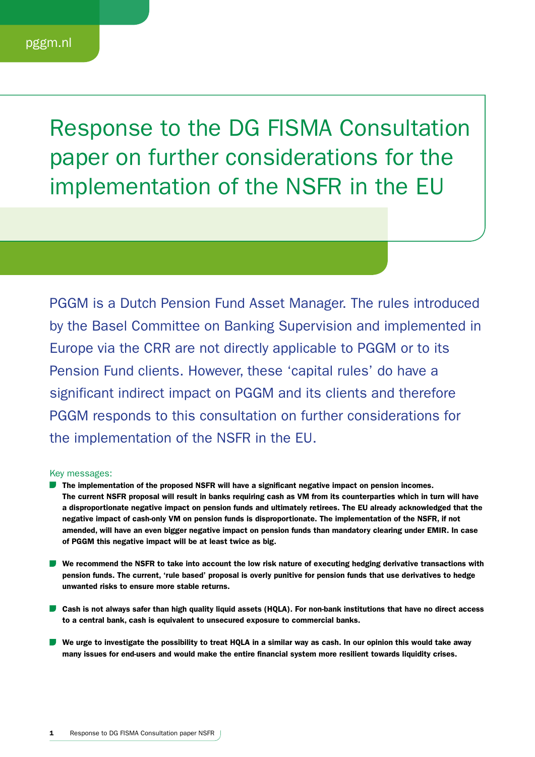pggm.nl

# Response to the DG FISMA Consultation paper on further considerations for the implementation of the NSFR in the EU

PGGM is a Dutch Pension Fund Asset Manager. The rules introduced by the Basel Committee on Banking Supervision and implemented in Europe via the CRR are not directly applicable to PGGM or to its Pension Fund clients. However, these 'capital rules' do have a significant indirect impact on PGGM and its clients and therefore PGGM responds to this consultation on further considerations for the implementation of the NSFR in the EU.

Key messages:

- **The implementation of the proposed NSFR will have a significant negative impact on pension incomes. The current NSFR proposal will result in banks requiring cash as VM from its counterparties which in turn will have a disproportionate negative impact on pension funds and ultimately retirees. The EU already acknowledged that the negative impact of cash-only VM on pension funds is disproportionate. The implementation of the NSFR, if not amended, will have an even bigger negative impact on pension funds than mandatory clearing under EMIR. In case of PGGM this negative impact will be at least twice as big.**

- **We recommend the NSFR to take into account the low risk nature of executing hedging derivative transactions with pension funds. The current, 'rule based' proposal is overly punitive for pension funds that use derivatives to hedge unwanted risks to ensure more stable returns.**

- **Cash is not always safer than high quality liquid assets (HQLA). For non-bank institutions that have no direct access to a central bank, cash is equivalent to unsecured exposure to commercial banks.**

- **We urge to investigate the possibility to treat HQLA in a similar way as cash. In our opinion this would take away many issues for end-users and would make the entire financial system more resilient towards liquidity crises.**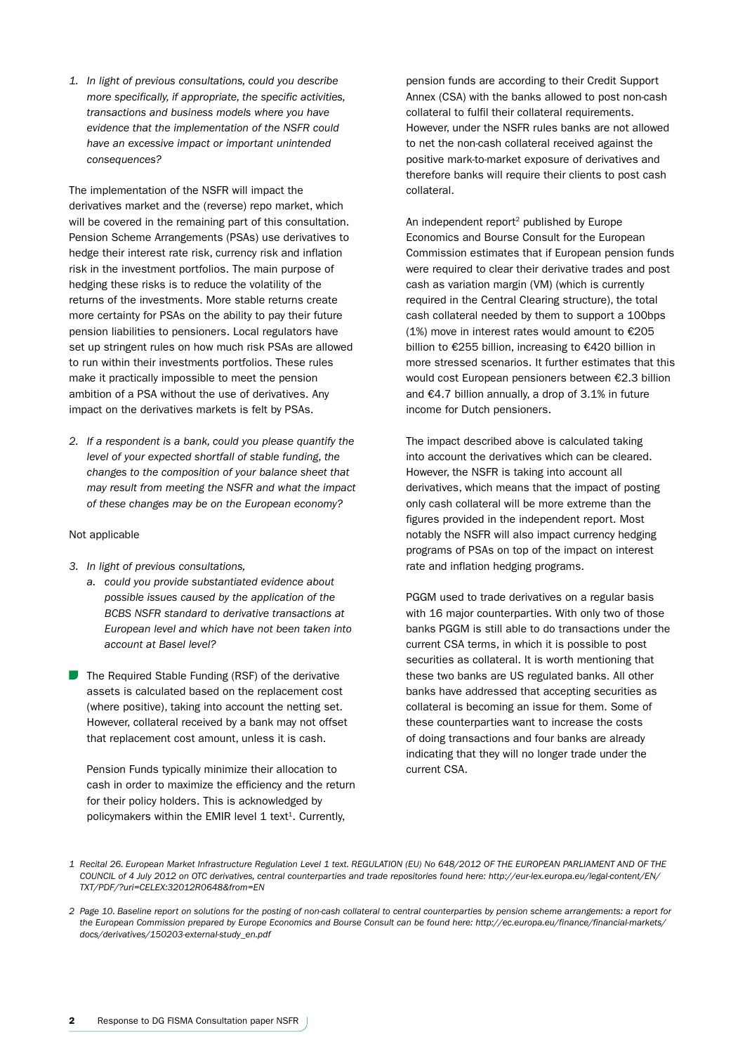1. *In light of previous consultations, could you describe more specifically, if appropriate, the specific activities, transactions and business models where you have evidence that the implementation of the NSFR could have an excessive impact or important unintended consequences?*

The implementation of the NSFR will impact the derivatives market and the (reverse) repo market, which will be covered in the remaining part of this consultation. Pension Scheme Arrangements (PSAs) use derivatives to hedge their interest rate risk, currency risk and inflation risk in the investment portfolios. The main purpose of hedging these risks is to reduce the volatility of the returns of the investments. More stable returns create more certainty for PSAs on the ability to pay their future pension liabilities to pensioners. Local regulators have set up stringent rules on how much risk PSAs are allowed to run within their investments portfolios. These rules make it practically impossible to meet the pension ambition of a PSA without the use of derivatives. Any impact on the derivatives markets is felt by PSAs.

2. *If a respondent is a bank, could you please quantify the level of your expected shortfall of stable funding, the changes to the composition of your balance sheet that may result from meeting the NSFR and what the impact of these changes may be on the European economy?*

Not applicable

3. *In light of previous consultations,*
   a. *could you provide substantiated evidence about possible issues caused by the application of the BCBS NSFR standard to derivative transactions at European level and which have not been taken into account at Basel level?*

- The Required Stable Funding (RSF) of the derivative assets is calculated based on the replacement cost (where positive), taking into account the netting set. However, collateral received by a bank may not offset that replacement cost amount, unless it is cash.

  Pension Funds typically minimize their allocation to cash in order to maximize the efficiency and the return for their policy holders. This is acknowledged by policymakers within the EMIR level 1 text[1]. Currently, pension funds are according to their Credit Support Annex (CSA) with the banks allowed to post non-cash collateral to fulfil their collateral requirements. However, under the NSFR rules banks are not allowed to net the non-cash collateral received against the positive mark-to-market exposure of derivatives and therefore banks will require their clients to post cash collateral.

  An independent report[2] published by Europe Economics and Bourse Consult for the European Commission estimates that if European pension funds were required to clear their derivative trades and post cash as variation margin (VM) (which is currently required in the Central Clearing structure), the total cash collateral needed by them to support a 100bps (1%) move in interest rates would amount to €205 billion to €255 billion, increasing to €420 billion in more stressed scenarios. It further estimates that this would cost European pensioners between €2.3 billion and €4.7 billion annually, a drop of 3.1% in future income for Dutch pensioners.

  The impact described above is calculated taking into account the derivatives which can be cleared. However, the NSFR is taking into account all derivatives, which means that the impact of posting only cash collateral will be more extreme than the figures provided in the independent report. Most notably the NSFR will also impact currency hedging programs of PSAs on top of the impact on interest rate and inflation hedging programs.

  PGGM used to trade derivatives on a regular basis with 16 major counterparties. With only two of those banks PGGM is still able to do transactions under the current CSA terms, in which it is possible to post securities as collateral. It is worth mentioning that these two banks are US regulated banks. All other banks have addressed that accepting securities as collateral is becoming an issue for them. Some of these counterparties want to increase the costs of doing transactions and four banks are already indicating that they will no longer trade under the current CSA.

*1 Recital 26. European Market Infrastructure Regulation Level 1 text. REGULATION (EU) No 648/2012 OF THE EUROPEAN PARLIAMENT AND OF THE COUNCIL of 4 July 2012 on OTC derivatives, central counterparties and trade repositories found here: http://eur-lex.europa.eu/legal-content/EN/TXT/PDF/?uri=CELEX:32012R0648&from=EN*

*2 Page 10. Baseline report on solutions for the posting of non-cash collateral to central counterparties by pension scheme arrangements: a report for the European Commission prepared by Europe Economics and Bourse Consult can be found here: http://ec.europa.eu/finance/financial-markets/docs/derivatives/150203-external-study_en.pdf*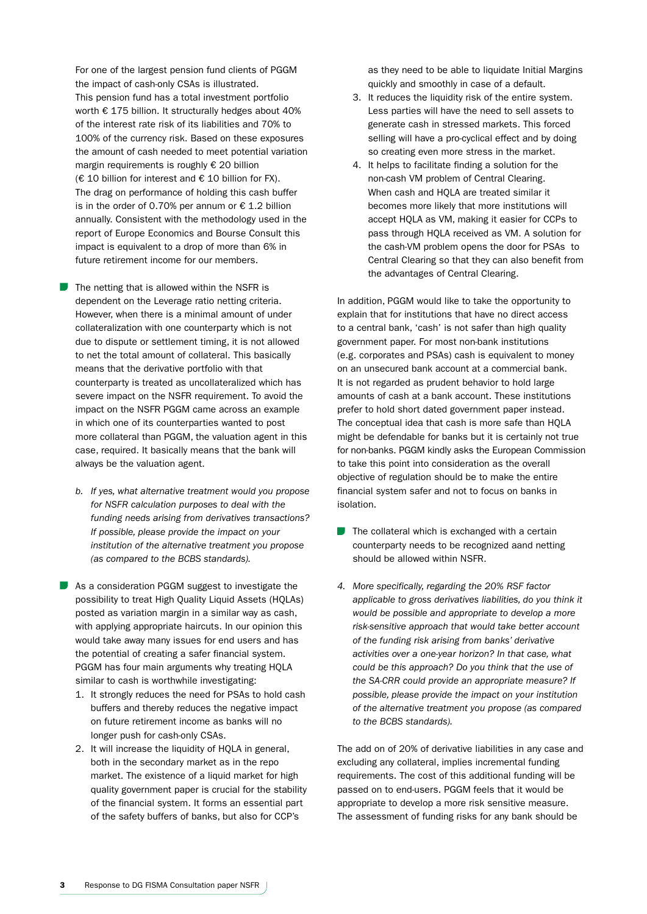For one of the largest pension fund clients of PGGM the impact of cash-only CSAs is illustrated. This pension fund has a total investment portfolio worth € 175 billion. It structurally hedges about 40% of the interest rate risk of its liabilities and 70% to 100% of the currency risk. Based on these exposures the amount of cash needed to meet potential variation margin requirements is roughly € 20 billion (€ 10 billion for interest and € 10 billion for FX). The drag on performance of holding this cash buffer is in the order of 0.70% per annum or € 1.2 billion annually. Consistent with the methodology used in the report of Europe Economics and Bourse Consult this impact is equivalent to a drop of more than 6% in future retirement income for our members.

- The netting that is allowed within the NSFR is dependent on the Leverage ratio netting criteria. However, when there is a minimal amount of under collateralization with one counterparty which is not due to dispute or settlement timing, it is not allowed to net the total amount of collateral. This basically means that the derivative portfolio with that counterparty is treated as uncollateralized which has severe impact on the NSFR requirement. To avoid the impact on the NSFR PGGM came across an example in which one of its counterparties wanted to post more collateral than PGGM, the valuation agent in this case, required. It basically means that the bank will always be the valuation agent.

*b. If yes, what alternative treatment would you propose for NSFR calculation purposes to deal with the funding needs arising from derivatives transactions? If possible, please provide the impact on your institution of the alternative treatment you propose (as compared to the BCBS standards).*

- As a consideration PGGM suggest to investigate the possibility to treat High Quality Liquid Assets (HQLAs) posted as variation margin in a similar way as cash, with applying appropriate haircuts. In our opinion this would take away many issues for end users and has the potential of creating a safer financial system. PGGM has four main arguments why treating HQLA similar to cash is worthwhile investigating:
  1. It strongly reduces the need for PSAs to hold cash buffers and thereby reduces the negative impact on future retirement income as banks will no longer push for cash-only CSAs.
  2. It will increase the liquidity of HQLA in general, both in the secondary market as in the repo market. The existence of a liquid market for high quality government paper is crucial for the stability of the financial system. It forms an essential part of the safety buffers of banks, but also for CCP's as they need to be able to liquidate Initial Margins quickly and smoothly in case of a default.
  3. It reduces the liquidity risk of the entire system. Less parties will have the need to sell assets to generate cash in stressed markets. This forced selling will have a pro-cyclical effect and by doing so creating even more stress in the market.
  4. It helps to facilitate finding a solution for the non-cash VM problem of Central Clearing. When cash and HQLA are treated similar it becomes more likely that more institutions will accept HQLA as VM, making it easier for CCPs to pass through HQLA received as VM. A solution for the cash-VM problem opens the door for PSAs to Central Clearing so that they can also benefit from the advantages of Central Clearing.

In addition, PGGM would like to take the opportunity to explain that for institutions that have no direct access to a central bank, 'cash' is not safer than high quality government paper. For most non-bank institutions (e.g. corporates and PSAs) cash is equivalent to money on an unsecured bank account at a commercial bank. It is not regarded as prudent behavior to hold large amounts of cash at a bank account. These institutions prefer to hold short dated government paper instead. The conceptual idea that cash is more safe than HQLA might be defendable for banks but it is certainly not true for non-banks. PGGM kindly asks the European Commission to take this point into consideration as the overall objective of regulation should be to make the entire financial system safer and not to focus on banks in isolation.

- The collateral which is exchanged with a certain counterparty needs to be recognized aand netting should be allowed within NSFR.

*4. More specifically, regarding the 20% RSF factor applicable to gross derivatives liabilities, do you think it would be possible and appropriate to develop a more risk-sensitive approach that would take better account of the funding risk arising from banks' derivative activities over a one-year horizon? In that case, what could be this approach? Do you think that the use of the SA-CRR could provide an appropriate measure? If possible, please provide the impact on your institution of the alternative treatment you propose (as compared to the BCBS standards).*

The add on of 20% of derivative liabilities in any case and excluding any collateral, implies incremental funding requirements. The cost of this additional funding will be passed on to end-users. PGGM feels that it would be appropriate to develop a more risk sensitive measure. The assessment of funding risks for any bank should be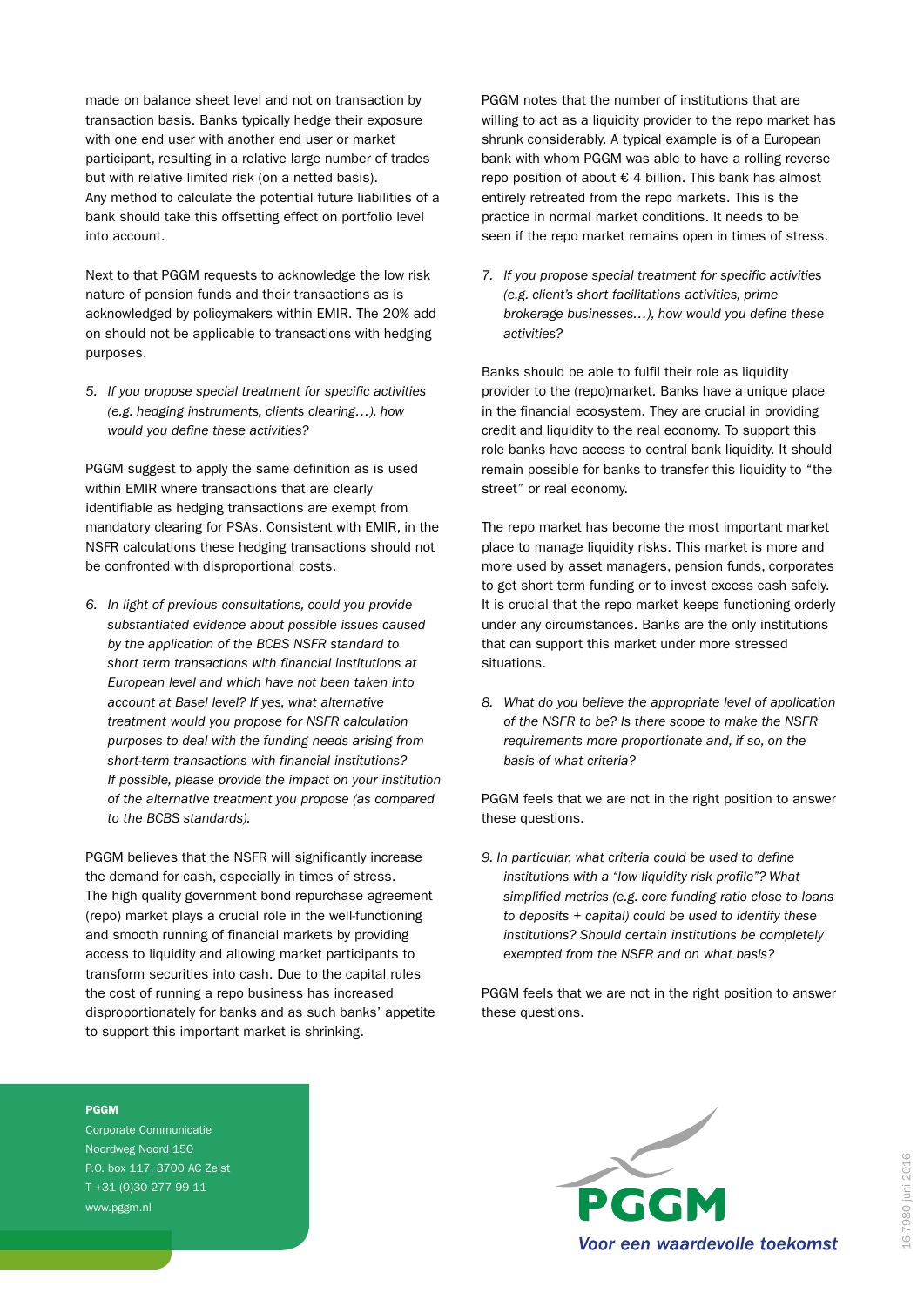made on balance sheet level and not on transaction by transaction basis. Banks typically hedge their exposure with one end user with another end user or market participant, resulting in a relative large number of trades but with relative limited risk (on a netted basis). Any method to calculate the potential future liabilities of a bank should take this offsetting effect on portfolio level into account.

Next to that PGGM requests to acknowledge the low risk nature of pension funds and their transactions as is acknowledged by policymakers within EMIR. The 20% add on should not be applicable to transactions with hedging purposes.

5. *If you propose special treatment for specific activities (e.g. hedging instruments, clients clearing…), how would you define these activities?*

PGGM suggest to apply the same definition as is used within EMIR where transactions that are clearly identifiable as hedging transactions are exempt from mandatory clearing for PSAs. Consistent with EMIR, in the NSFR calculations these hedging transactions should not be confronted with disproportional costs.

6. *In light of previous consultations, could you provide substantiated evidence about possible issues caused by the application of the BCBS NSFR standard to short term transactions with financial institutions at European level and which have not been taken into account at Basel level? If yes, what alternative treatment would you propose for NSFR calculation purposes to deal with the funding needs arising from short-term transactions with financial institutions? If possible, please provide the impact on your institution of the alternative treatment you propose (as compared to the BCBS standards).*

PGGM believes that the NSFR will significantly increase the demand for cash, especially in times of stress. The high quality government bond repurchase agreement (repo) market plays a crucial role in the well-functioning and smooth running of financial markets by providing access to liquidity and allowing market participants to transform securities into cash. Due to the capital rules the cost of running a repo business has increased disproportionately for banks and as such banks' appetite to support this important market is shrinking.

PGGM notes that the number of institutions that are willing to act as a liquidity provider to the repo market has shrunk considerably. A typical example is of a European bank with whom PGGM was able to have a rolling reverse repo position of about € 4 billion. This bank has almost entirely retreated from the repo markets. This is the practice in normal market conditions. It needs to be seen if the repo market remains open in times of stress.

7. *If you propose special treatment for specific activities (e.g. client's short facilitations activities, prime brokerage businesses…), how would you define these activities?*

Banks should be able to fulfil their role as liquidity provider to the (repo)market. Banks have a unique place in the financial ecosystem. They are crucial in providing credit and liquidity to the real economy. To support this role banks have access to central bank liquidity. It should remain possible for banks to transfer this liquidity to "the street" or real economy.

The repo market has become the most important market place to manage liquidity risks. This market is more and more used by asset managers, pension funds, corporates to get short term funding or to invest excess cash safely. It is crucial that the repo market keeps functioning orderly under any circumstances. Banks are the only institutions that can support this market under more stressed situations.

8. *What do you believe the appropriate level of application of the NSFR to be? Is there scope to make the NSFR requirements more proportionate and, if so, on the basis of what criteria?*

PGGM feels that we are not in the right position to answer these questions.

9. *In particular, what criteria could be used to define institutions with a "low liquidity risk profile"? What simplified metrics (e.g. core funding ratio close to loans to deposits + capital) could be used to identify these institutions? Should certain institutions be completely exempted from the NSFR and on what basis?*

PGGM feels that we are not in the right position to answer these questions.

**PGGM**
Corporate Communicatie
Noordweg Noord 150
P.O. box 117, 3700 AC Zeist
T +31 (0)30 277 99 11
www.pggm.nl

PGGM
*Voor een waardevolle toekomst*

16-7980 juni 2016